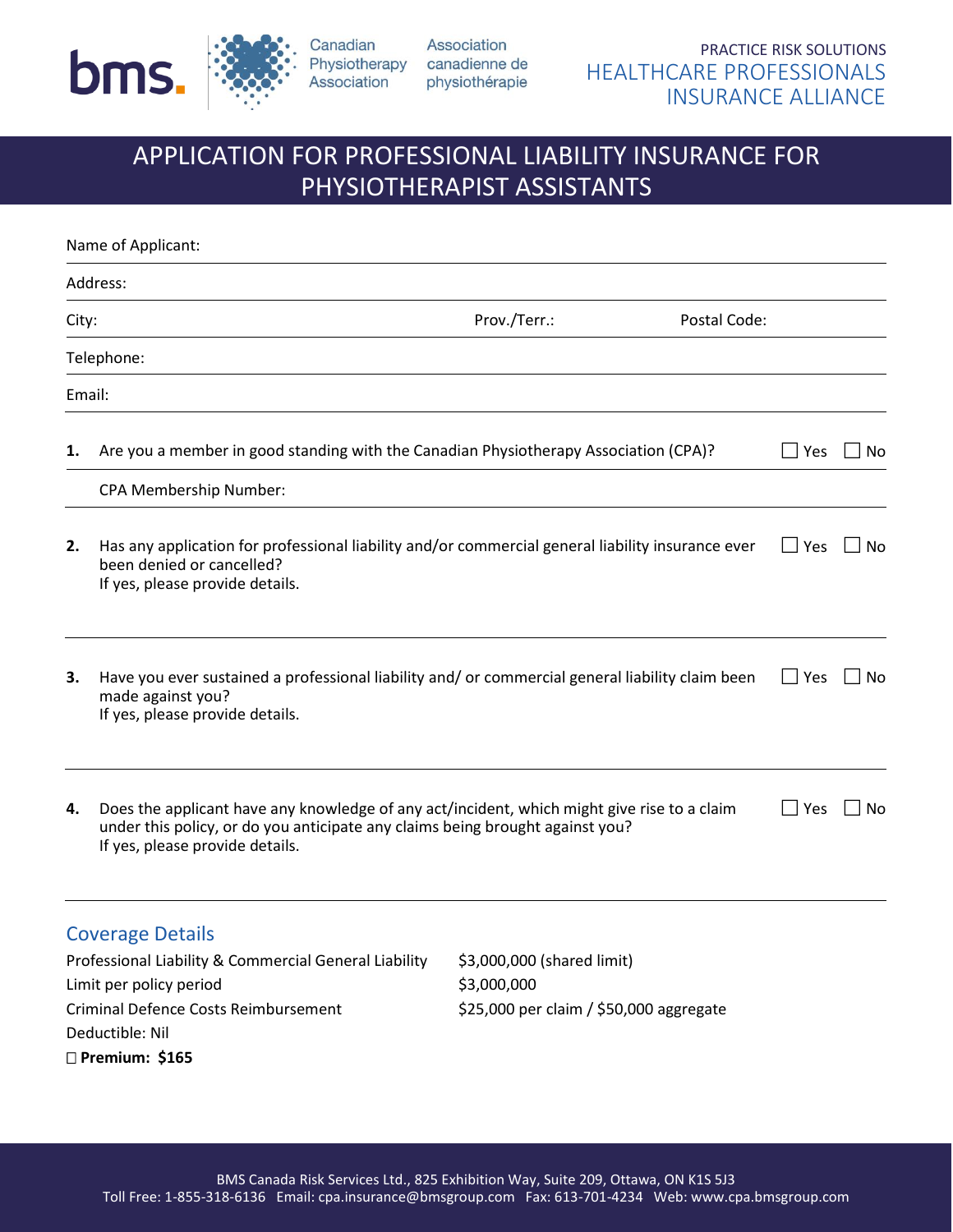bms. Canadian Physiotherapy Association | Association canadienne de physiothérapie

PRACTICE RISK SOLUTIONS
HEALTHCARE PROFESSIONALS INSURANCE ALLIANCE

# APPLICATION FOR PROFESSIONAL LIABILITY INSURANCE FOR PHYSIOTHERAPIST ASSISTANTS

Name of Applicant:

Address:

City: Prov./Terr.: Postal Code:

Telephone:

Email:

**1.** Are you a member in good standing with the Canadian Physiotherapy Association (CPA)? ☐ Yes ☐ No

CPA Membership Number:

**2.** Has any application for professional liability and/or commercial general liability insurance ever been denied or cancelled? ☐ Yes ☐ No
If yes, please provide details.

**3.** Have you ever sustained a professional liability and/ or commercial general liability claim been made against you? ☐ Yes ☐ No
If yes, please provide details.

**4.** Does the applicant have any knowledge of any act/incident, which might give rise to a claim under this policy, or do you anticipate any claims being brought against you? ☐ Yes ☐ No
If yes, please provide details.

## Coverage Details

| | |
|---|---|
| Professional Liability & Commercial General Liability | $3,000,000 (shared limit) |
| Limit per policy period | $3,000,000 |
| Criminal Defence Costs Reimbursement | $25,000 per claim / $50,000 aggregate |
| Deductible: Nil | |

☐ **Premium: $165**

BMS Canada Risk Services Ltd., 825 Exhibition Way, Suite 209, Ottawa, ON K1S 5J3
Toll Free: 1-855-318-6136 Email: cpa.insurance@bmsgroup.com Fax: 613-701-4234 Web: www.cpa.bmsgroup.com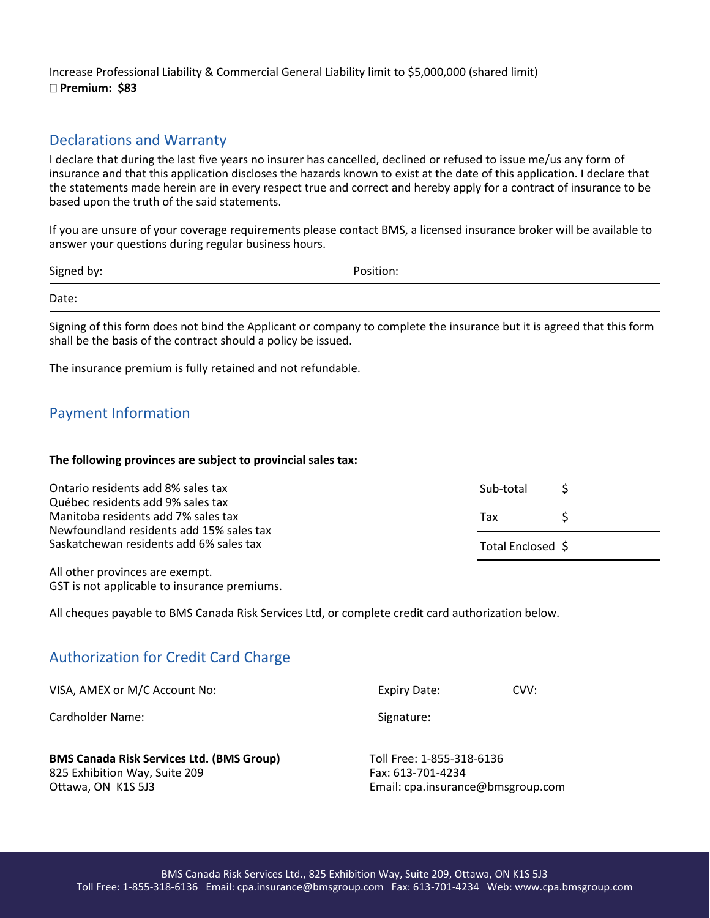Increase Professional Liability & Commercial General Liability limit to $5,000,000 (shared limit)
☐ **Premium: $83**

## Declarations and Warranty

I declare that during the last five years no insurer has cancelled, declined or refused to issue me/us any form of insurance and that this application discloses the hazards known to exist at the date of this application. I declare that the statements made herein are in every respect true and correct and hereby apply for a contract of insurance to be based upon the truth of the said statements.

If you are unsure of your coverage requirements please contact BMS, a licensed insurance broker will be available to answer your questions during regular business hours.

| | |
|---|---|
| Signed by: | Position: |
| Date: | |

Signing of this form does not bind the Applicant or company to complete the insurance but it is agreed that this form shall be the basis of the contract should a policy be issued.

The insurance premium is fully retained and not refundable.

## Payment Information

**The following provinces are subject to provincial sales tax:**

Ontario residents add 8% sales tax
Québec residents add 9% sales tax
Manitoba residents add 7% sales tax
Newfoundland residents add 15% sales tax
Saskatchewan residents add 6% sales tax

| | |
|---|---|
| Sub-total | $ |
| Tax | $ |
| Total Enclosed | $ |

All other provinces are exempt.
GST is not applicable to insurance premiums.

All cheques payable to BMS Canada Risk Services Ltd, or complete credit card authorization below.

## Authorization for Credit Card Charge

| | | |
|---|---|---|
| VISA, AMEX or M/C Account No: | Expiry Date: | CVV: |
| Cardholder Name: | Signature: | |

**BMS Canada Risk Services Ltd. (BMS Group)**
825 Exhibition Way, Suite 209
Ottawa, ON K1S 5J3

Toll Free: 1-855-318-6136
Fax: 613-701-4234
Email: cpa.insurance@bmsgroup.com